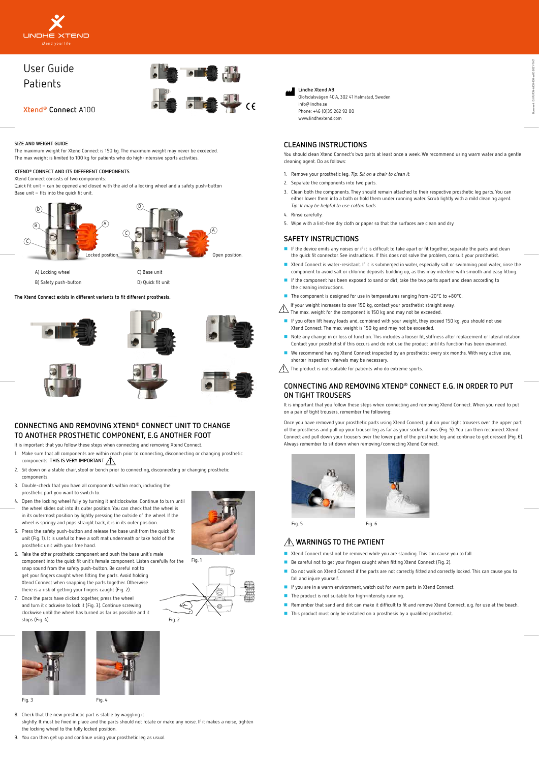LINDHE XTEND
xtend your life

# User Guide Patients

**Xtend® Connect** A100

Lindhe Xtend AB
Olofsdalsvägen 40 A, 302 41 Halmstad, Sweden
info@lindhe.se
Phone: +46 (0)35 262 92 00
www.lindhextend.com

## SIZE AND WEIGHT GUIDE

The maximum weight for Xtend Connect is 150 kg. The maximum weight may never be exceeded.
The max weight is limited to 100 kg for patients who do high-intensive sports activities.

## XTEND® CONNECT AND ITS DIFFERENT COMPONENTS

Xtend Connect consists of two components:
Quick fit unit – can be opened and closed with the aid of a locking wheel and a safety push-button
Base unit – fits into the quick fit unit.

Locked position. Open position.

A) Locking wheel
B) Safety push-button
C) Base unit
D) Quick fit unit

The Xtend Connect exists in different variants to fit different prosthesis.

## CONNECTING AND REMOVING XTEND® CONNECT UNIT TO CHANGE TO ANOTHER PROSTHETIC COMPONENT, E.G ANOTHER FOOT

It is important that you follow these steps when connecting and removing Xtend Connect.

1. Make sure that all components are within reach prior to connecting, disconnecting or changing prosthetic components. THIS IS VERY IMPORTANT ⚠
2. Sit down on a stable chair, stool or bench prior to connecting, disconnecting or changing prosthetic components.
3. Double-check that you have all components within reach, including the prosthetic part you want to switch to.
4. Open the locking wheel fully by turning it anticlockwise. Continue to turn until the wheel slides out into its outer position. You can check that the wheel is in its outermost position by lightly pressing the outside of the wheel. If the wheel is springy and pops straight back, it is in its outer position.
5. Press the safety push-button and release the base unit from the quick fit unit (Fig. 1). It is useful to have a soft mat underneath or take hold of the prosthetic unit with your free hand.
6. Take the other prosthetic component and push the base unit's male component into the quick fit unit's female component. Listen carefully for the snap sound from the safety push-button. Be careful not to get your fingers caught when fitting the parts. Avoid holding Xtend Connect when snapping the parts together. Otherwise there is a risk of getting your fingers caught (Fig. 2).
7. Once the parts have clicked together, press the wheel and turn it clockwise to lock it (Fig. 3). Continue screwing clockwise until the wheel has turned as far as possible and it stops (Fig. 4).

Fig. 1

Fig. 2

Fig. 3

Fig. 4

8. Check that the new prosthetic part is stable by waggling it slightly. It must be fixed in place and the parts should not rotate or make any noise. If it makes a noise, tighten the locking wheel to the fully locked position.
9. You can then get up and continue using your prosthetic leg as usual.

## CLEANING INSTRUCTIONS

You should clean Xtend Connect's two parts at least once a week. We recommend using warm water and a gentle cleaning agent. Do as follows:

1. Remove your prosthetic leg. *Tip: Sit on a chair to clean it.*
2. Separate the components into two parts.
3. Clean both the components. They should remain attached to their respective prosthetic leg parts. You can either lower them into a bath or hold them under running water. Scrub lightly with a mild cleaning agent. *Tip: It may be helpful to use cotton buds.*
4. Rinse carefully.
5. Wipe with a lint-free dry cloth or paper so that the surfaces are clean and dry.

## SAFETY INSTRUCTIONS

- If the device emits any noises or if it is difficult to take apart or fit together, separate the parts and clean the quick fit connector. See instructions. If this does not solve the problem, consult your prosthetist.
- Xtend Connect is water-resistant. If it is submerged in water, especially salt or swimming pool water, rinse the component to avoid salt or chlorine deposits building up, as this may interfere with smooth and easy fitting.
- If the component has been exposed to sand or dirt, take the two parts apart and clean according to the cleaning instructions.
- The component is designed for use in temperatures ranging from -20°C to +80°C.
- ⚠ If your weight increases to over 150 kg, contact your prosthetist straight away. The max. weight for the component is 150 kg and may not be exceeded.
- If you often lift heavy loads and, combined with your weight, they exceed 150 kg, you should not use Xtend Connect. The max. weight is 150 kg and may not be exceeded.
- Note any change in or loss of function. This includes a looser fit, stiffness after replacement or lateral rotation. Contact your prosthetist if this occurs and do not use the product until its function has been examined.
- We recommend having Xtend Connect inspected by an prosthetist every six months. With very active use, shorter inspection intervals may be necessary.
- ⚠ The product is not suitable for patients who do extreme sports.

## CONNECTING AND REMOVING XTEND® CONNECT E.G. IN ORDER TO PUT ON TIGHT TROUSERS

It is important that you follow these steps when connecting and removing Xtend Connect. When you need to put on a pair of tight trousers, remember the following:

Once you have removed your prosthetic parts using Xtend Connect, put on your tight trousers over the upper part of the prosthesis and pull up your trouser leg as far as your socket allows (Fig. 5). You can then reconnect Xtend Connect and pull down your trousers over the lower part of the prosthetic leg and continue to get dressed (Fig. 6). Always remember to sit down when removing/connecting Xtend Connect.

Fig. 5

Fig. 6

## ⚠ WARNINGS TO THE PATIENT

- Xtend Connect must not be removed while you are standing. This can cause you to fall.
- Be careful not to get your fingers caught when fitting Xtend Connect (Fig. 2).
- Do not walk on Xtend Connect if the parts are not correctly fitted and correctly locked. This can cause you to fall and injure yourself.
- If you are in a warm environment, watch out for warm parts in Xtend Connect.
- The product is not suitable for high-intensity running.
- Remember that sand and dirt can make it difficult to fit and remove Xtend Connect, e.g. for use at the beach.
- This product must only be installed on a prosthesis by a qualified prosthetist.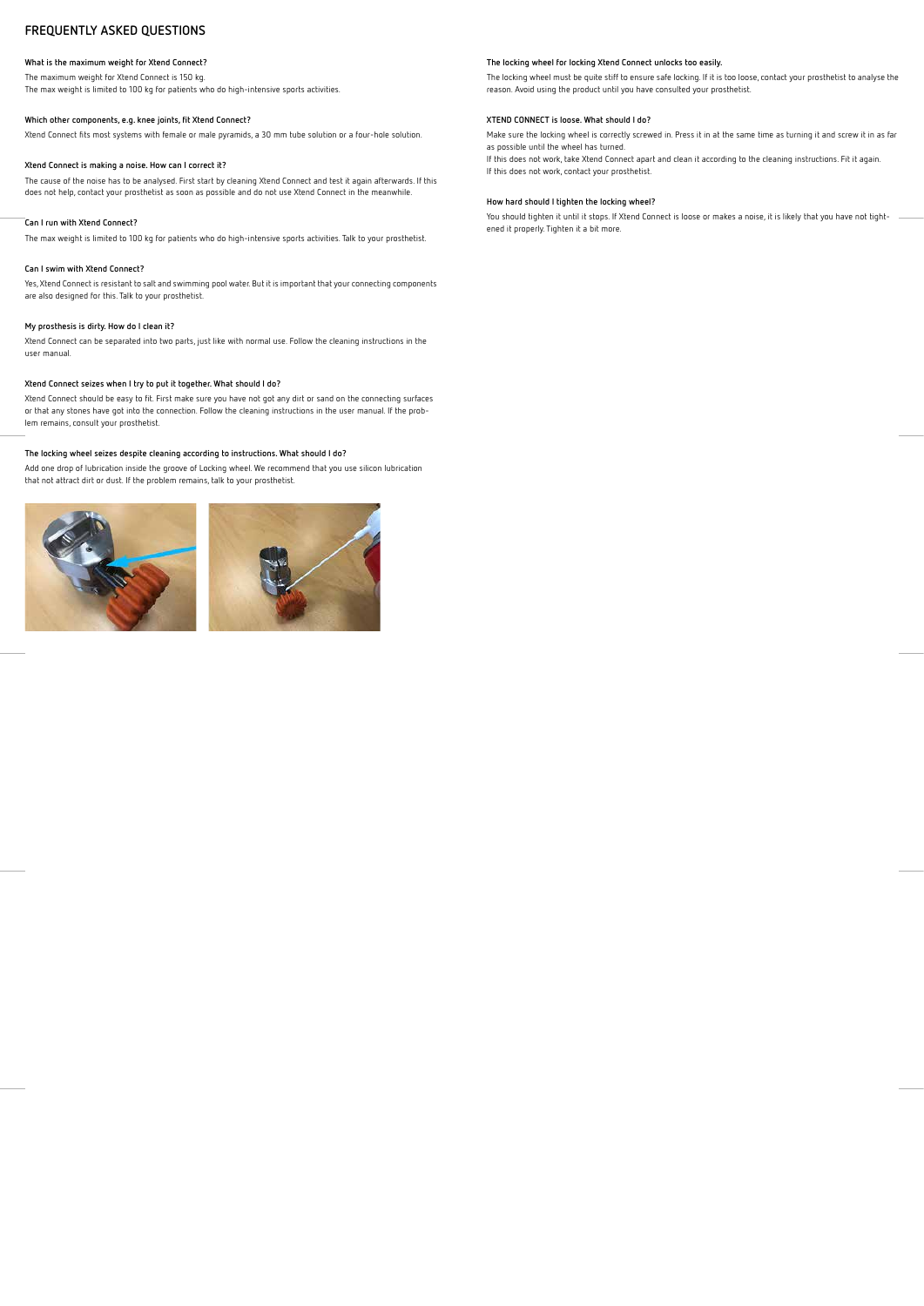# FREQUENTLY ASKED QUESTIONS

### What is the maximum weight for Xtend Connect?

The maximum weight for Xtend Connect is 150 kg.
The max weight is limited to 100 kg for patients who do high-intensive sports activities.

### Which other components, e.g. knee joints, fit Xtend Connect?

Xtend Connect fits most systems with female or male pyramids, a 30 mm tube solution or a four-hole solution.

### Xtend Connect is making a noise. How can I correct it?

The cause of the noise has to be analysed. First start by cleaning Xtend Connect and test it again afterwards. If this does not help, contact your prosthetist as soon as possible and do not use Xtend Connect in the meanwhile.

### Can I run with Xtend Connect?

The max weight is limited to 100 kg for patients who do high-intensive sports activities. Talk to your prosthetist.

### Can I swim with Xtend Connect?

Yes, Xtend Connect is resistant to salt and swimming pool water. But it is important that your connecting components are also designed for this. Talk to your prosthetist.

### My prosthesis is dirty. How do I clean it?

Xtend Connect can be separated into two parts, just like with normal use. Follow the cleaning instructions in the user manual.

### Xtend Connect seizes when I try to put it together. What should I do?

Xtend Connect should be easy to fit. First make sure you have not got any dirt or sand on the connecting surfaces or that any stones have got into the connection. Follow the cleaning instructions in the user manual. If the problem remains, consult your prosthetist.

### The locking wheel seizes despite cleaning according to instructions. What should I do?

Add one drop of lubrication inside the groove of Locking wheel. We recommend that you use silicon lubrication that not attract dirt or dust. If the problem remains, talk to your prosthetist.

### The locking wheel for locking Xtend Connect unlocks too easily.

The locking wheel must be quite stiff to ensure safe locking. If it is too loose, contact your prosthetist to analyse the reason. Avoid using the product until you have consulted your prosthetist.

### XTEND CONNECT is loose. What should I do?

Make sure the locking wheel is correctly screwed in. Press it in at the same time as turning it and screw it in as far as possible until the wheel has turned.
If this does not work, take Xtend Connect apart and clean it according to the cleaning instructions. Fit it again.
If this does not work, contact your prosthetist.

### How hard should I tighten the locking wheel?

You should tighten it until it stops. If Xtend Connect is loose or makes a noise, it is likely that you have not tightened it properly. Tighten it a bit more.